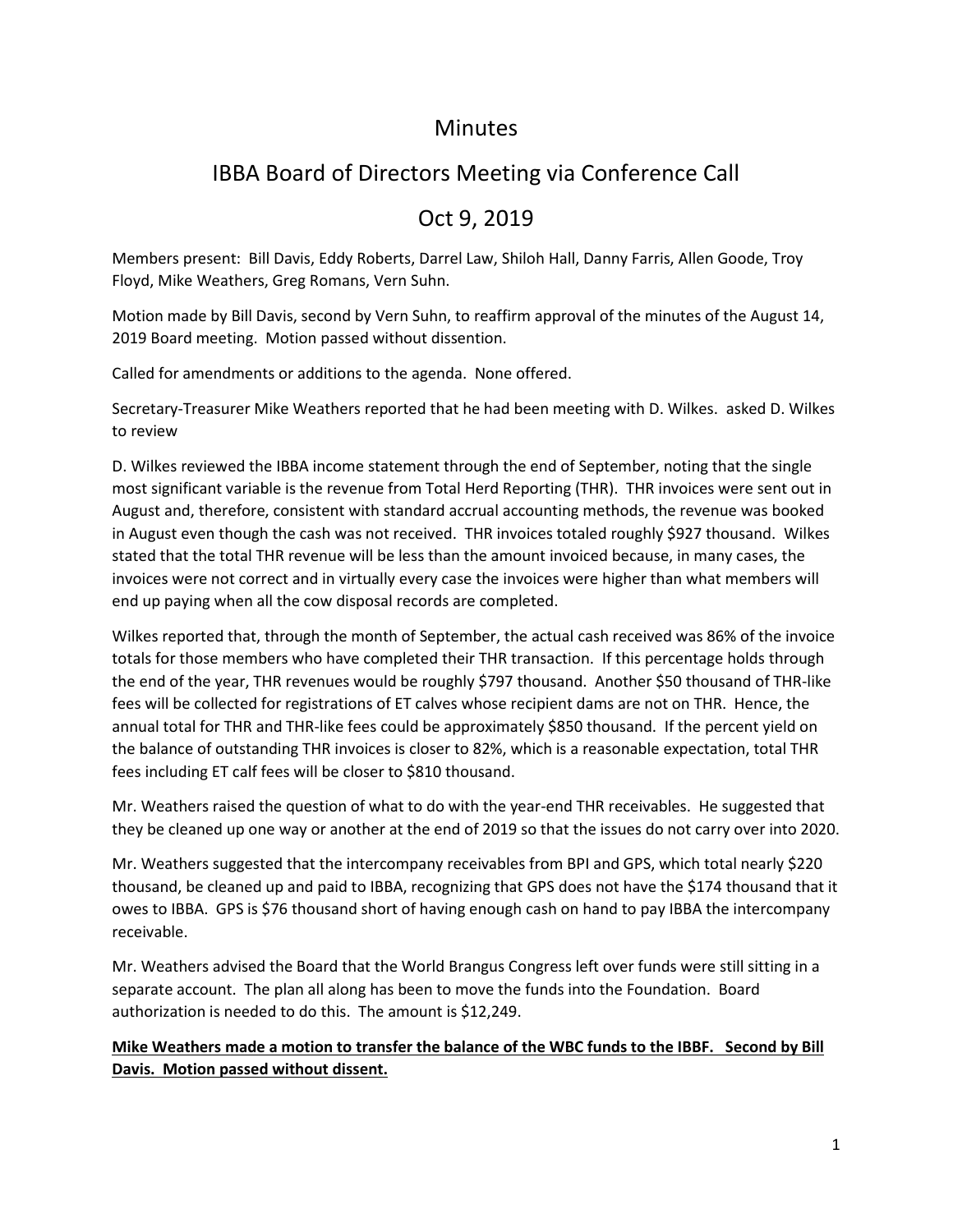# Minutes

## IBBA Board of Directors Meeting via Conference Call

## Oct 9, 2019

Members present: Bill Davis, Eddy Roberts, Darrel Law, Shiloh Hall, Danny Farris, Allen Goode, Troy Floyd, Mike Weathers, Greg Romans, Vern Suhn.

Motion made by Bill Davis, second by Vern Suhn, to reaffirm approval of the minutes of the August 14, 2019 Board meeting. Motion passed without dissention.

Called for amendments or additions to the agenda. None offered.

Secretary-Treasurer Mike Weathers reported that he had been meeting with D. Wilkes. asked D. Wilkes to review

D. Wilkes reviewed the IBBA income statement through the end of September, noting that the single most significant variable is the revenue from Total Herd Reporting (THR). THR invoices were sent out in August and, therefore, consistent with standard accrual accounting methods, the revenue was booked in August even though the cash was not received. THR invoices totaled roughly $927 thousand. Wilkes stated that the total THR revenue will be less than the amount invoiced because, in many cases, the invoices were not correct and in virtually every case the invoices were higher than what members will end up paying when all the cow disposal records are completed.

Wilkes reported that, through the month of September, the actual cash received was 86% of the invoice totals for those members who have completed their THR transaction. If this percentage holds through the end of the year, THR revenues would be roughly $797 thousand. Another $50 thousand of THR-like fees will be collected for registrations of ET calves whose recipient dams are not on THR. Hence, the annual total for THR and THR-like fees could be approximately $850 thousand. If the percent yield on the balance of outstanding THR invoices is closer to 82%, which is a reasonable expectation, total THR fees including ET calf fees will be closer to $810 thousand.

Mr. Weathers raised the question of what to do with the year-end THR receivables. He suggested that they be cleaned up one way or another at the end of 2019 so that the issues do not carry over into 2020.

Mr. Weathers suggested that the intercompany receivables from BPI and GPS, which total nearly $220 thousand, be cleaned up and paid to IBBA, recognizing that GPS does not have the $174 thousand that it owes to IBBA. GPS is $76 thousand short of having enough cash on hand to pay IBBA the intercompany receivable.

Mr. Weathers advised the Board that the World Brangus Congress left over funds were still sitting in a separate account. The plan all along has been to move the funds into the Foundation. Board authorization is needed to do this. The amount is $12,249.

**Mike Weathers made a motion to transfer the balance of the WBC funds to the IBBF. Second by Bill Davis. Motion passed without dissent.**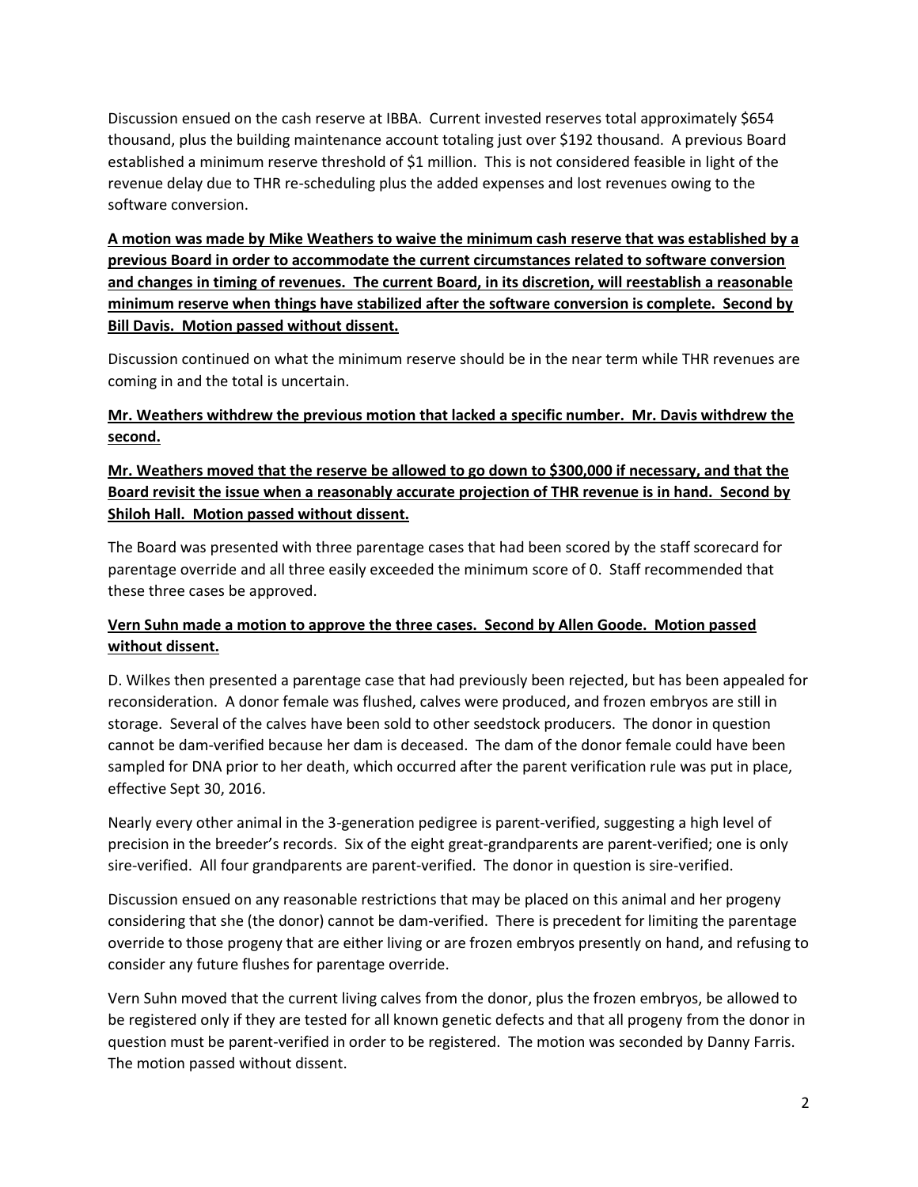Discussion ensued on the cash reserve at IBBA. Current invested reserves total approximately $654 thousand, plus the building maintenance account totaling just over $192 thousand. A previous Board established a minimum reserve threshold of $1 million. This is not considered feasible in light of the revenue delay due to THR re-scheduling plus the added expenses and lost revenues owing to the software conversion.

**A motion was made by Mike Weathers to waive the minimum cash reserve that was established by a previous Board in order to accommodate the current circumstances related to software conversion and changes in timing of revenues. The current Board, in its discretion, will reestablish a reasonable minimum reserve when things have stabilized after the software conversion is complete. Second by Bill Davis. Motion passed without dissent.**

Discussion continued on what the minimum reserve should be in the near term while THR revenues are coming in and the total is uncertain.

**Mr. Weathers withdrew the previous motion that lacked a specific number. Mr. Davis withdrew the second.**

**Mr. Weathers moved that the reserve be allowed to go down to $300,000 if necessary, and that the Board revisit the issue when a reasonably accurate projection of THR revenue is in hand. Second by Shiloh Hall. Motion passed without dissent.**

The Board was presented with three parentage cases that had been scored by the staff scorecard for parentage override and all three easily exceeded the minimum score of 0. Staff recommended that these three cases be approved.

**Vern Suhn made a motion to approve the three cases. Second by Allen Goode. Motion passed without dissent.**

D. Wilkes then presented a parentage case that had previously been rejected, but has been appealed for reconsideration. A donor female was flushed, calves were produced, and frozen embryos are still in storage. Several of the calves have been sold to other seedstock producers. The donor in question cannot be dam-verified because her dam is deceased. The dam of the donor female could have been sampled for DNA prior to her death, which occurred after the parent verification rule was put in place, effective Sept 30, 2016.

Nearly every other animal in the 3-generation pedigree is parent-verified, suggesting a high level of precision in the breeder's records. Six of the eight great-grandparents are parent-verified; one is only sire-verified. All four grandparents are parent-verified. The donor in question is sire-verified.

Discussion ensued on any reasonable restrictions that may be placed on this animal and her progeny considering that she (the donor) cannot be dam-verified. There is precedent for limiting the parentage override to those progeny that are either living or are frozen embryos presently on hand, and refusing to consider any future flushes for parentage override.

Vern Suhn moved that the current living calves from the donor, plus the frozen embryos, be allowed to be registered only if they are tested for all known genetic defects and that all progeny from the donor in question must be parent-verified in order to be registered. The motion was seconded by Danny Farris. The motion passed without dissent.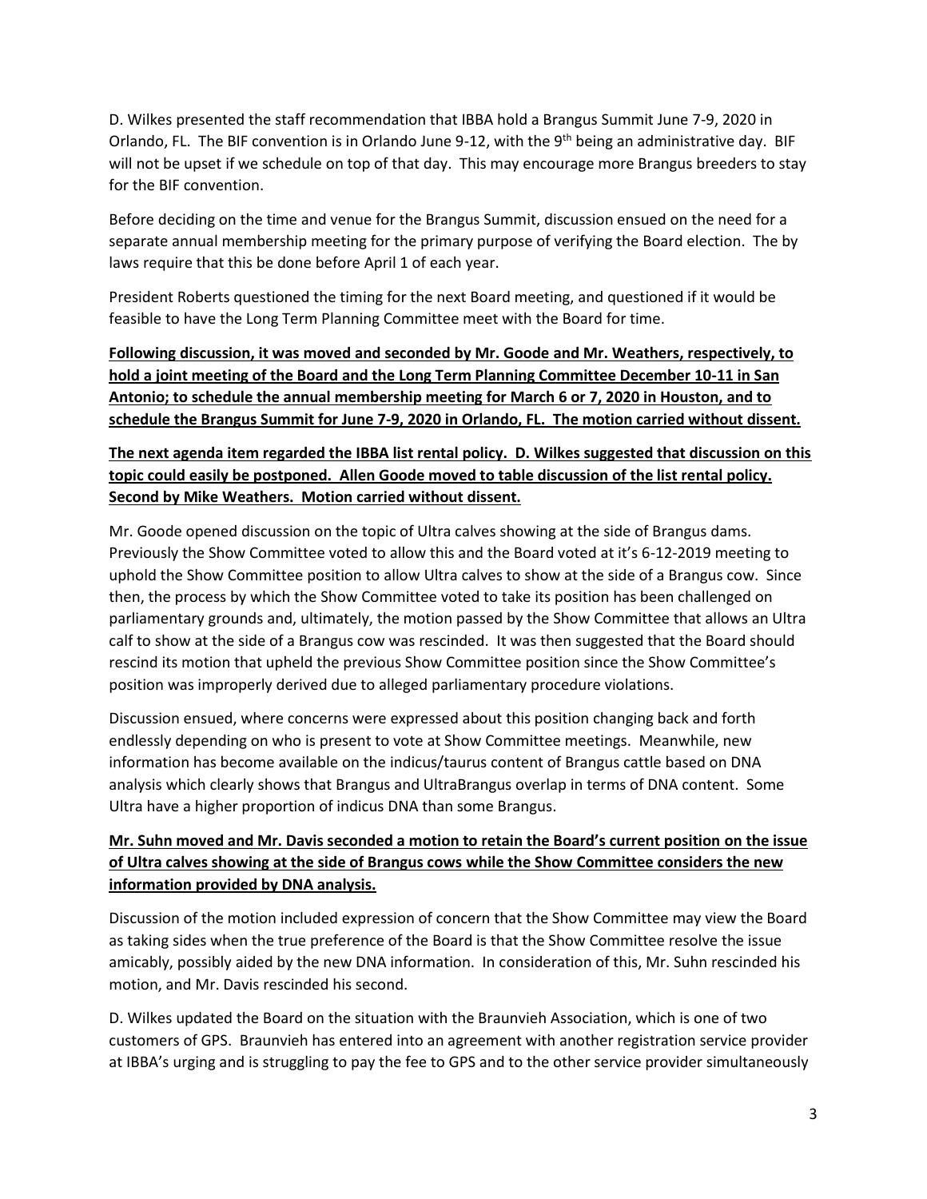D. Wilkes presented the staff recommendation that IBBA hold a Brangus Summit June 7-9, 2020 in Orlando, FL. The BIF convention is in Orlando June 9-12, with the 9th being an administrative day. BIF will not be upset if we schedule on top of that day. This may encourage more Brangus breeders to stay for the BIF convention.

Before deciding on the time and venue for the Brangus Summit, discussion ensued on the need for a separate annual membership meeting for the primary purpose of verifying the Board election. The by laws require that this be done before April 1 of each year.

President Roberts questioned the timing for the next Board meeting, and questioned if it would be feasible to have the Long Term Planning Committee meet with the Board for time.

<u>**Following discussion, it was moved and seconded by Mr. Goode and Mr. Weathers, respectively, to hold a joint meeting of the Board and the Long Term Planning Committee December 10-11 in San Antonio; to schedule the annual membership meeting for March 6 or 7, 2020 in Houston, and to schedule the Brangus Summit for June 7-9, 2020 in Orlando, FL. The motion carried without dissent.**</u>

<u>**The next agenda item regarded the IBBA list rental policy. D. Wilkes suggested that discussion on this topic could easily be postponed. Allen Goode moved to table discussion of the list rental policy. Second by Mike Weathers. Motion carried without dissent.**</u>

Mr. Goode opened discussion on the topic of Ultra calves showing at the side of Brangus dams. Previously the Show Committee voted to allow this and the Board voted at it's 6-12-2019 meeting to uphold the Show Committee position to allow Ultra calves to show at the side of a Brangus cow. Since then, the process by which the Show Committee voted to take its position has been challenged on parliamentary grounds and, ultimately, the motion passed by the Show Committee that allows an Ultra calf to show at the side of a Brangus cow was rescinded. It was then suggested that the Board should rescind its motion that upheld the previous Show Committee position since the Show Committee's position was improperly derived due to alleged parliamentary procedure violations.

Discussion ensued, where concerns were expressed about this position changing back and forth endlessly depending on who is present to vote at Show Committee meetings. Meanwhile, new information has become available on the indicus/taurus content of Brangus cattle based on DNA analysis which clearly shows that Brangus and UltraBrangus overlap in terms of DNA content. Some Ultra have a higher proportion of indicus DNA than some Brangus.

<u>**Mr. Suhn moved and Mr. Davis seconded a motion to retain the Board's current position on the issue of Ultra calves showing at the side of Brangus cows while the Show Committee considers the new information provided by DNA analysis.**</u>

Discussion of the motion included expression of concern that the Show Committee may view the Board as taking sides when the true preference of the Board is that the Show Committee resolve the issue amicably, possibly aided by the new DNA information. In consideration of this, Mr. Suhn rescinded his motion, and Mr. Davis rescinded his second.

D. Wilkes updated the Board on the situation with the Braunvieh Association, which is one of two customers of GPS. Braunvieh has entered into an agreement with another registration service provider at IBBA's urging and is struggling to pay the fee to GPS and to the other service provider simultaneously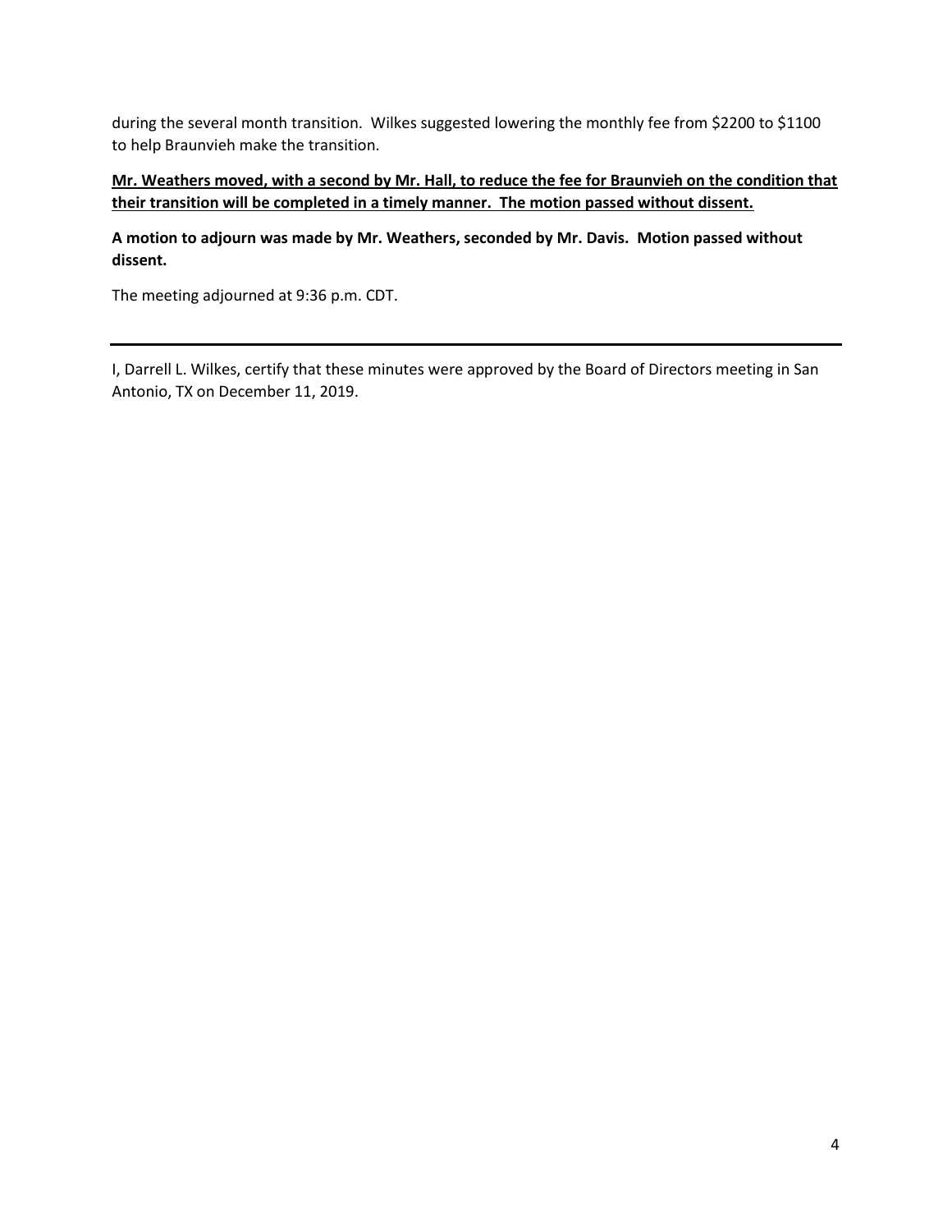during the several month transition. Wilkes suggested lowering the monthly fee from $2200 to $1100 to help Braunvieh make the transition.

<u>**Mr. Weathers moved, with a second by Mr. Hall, to reduce the fee for Braunvieh on the condition that their transition will be completed in a timely manner. The motion passed without dissent.**</u>

**A motion to adjourn was made by Mr. Weathers, seconded by Mr. Davis. Motion passed without dissent.**

The meeting adjourned at 9:36 p.m. CDT.

---

I, Darrell L. Wilkes, certify that these minutes were approved by the Board of Directors meeting in San Antonio, TX on December 11, 2019.